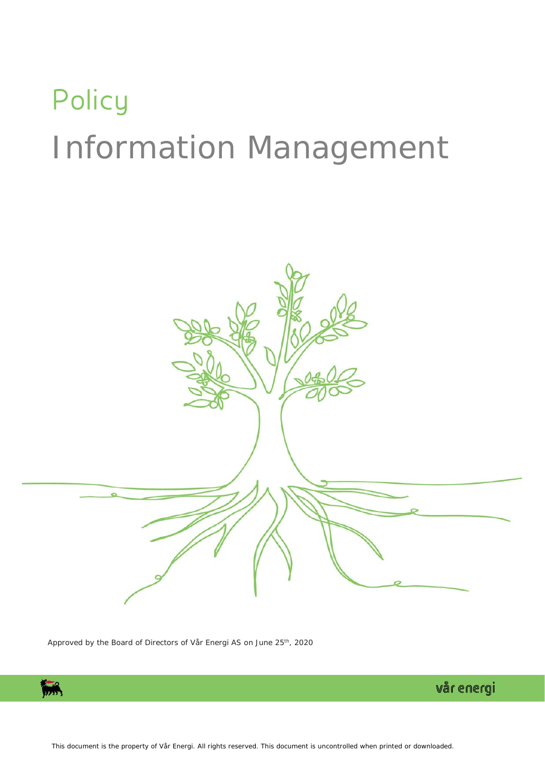# Policy

# Information Management

Approved by the Board of Directors of Vår Energi AS on June 25th, 2020

vår energi

This document is the property of Vår Energi. All rights reserved. This document is uncontrolled when printed or downloaded.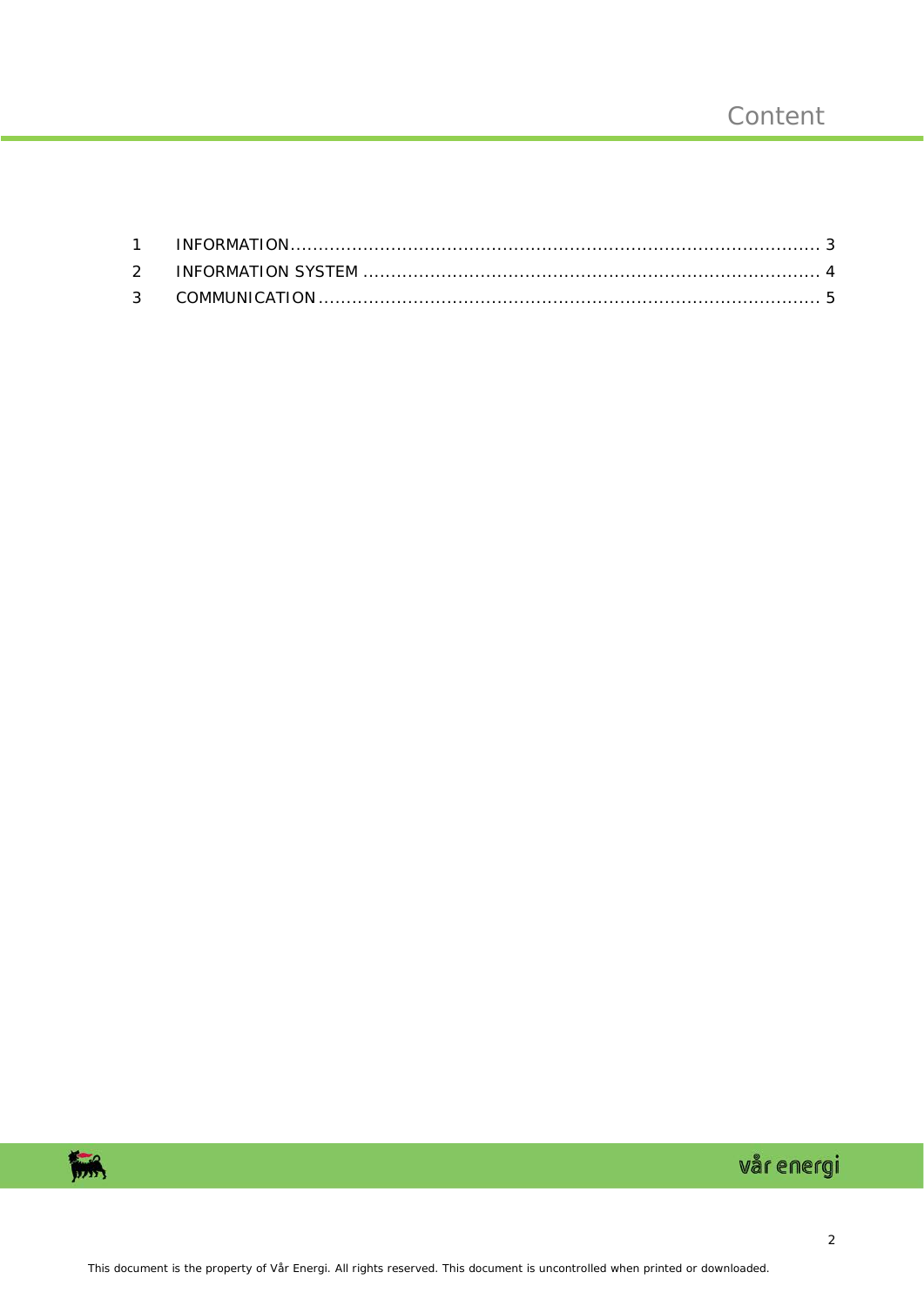# Content

1 INFORMATION ........................................................................................ 3
2 INFORMATION SYSTEM ........................................................................... 4
3 COMMUNICATION .................................................................................. 5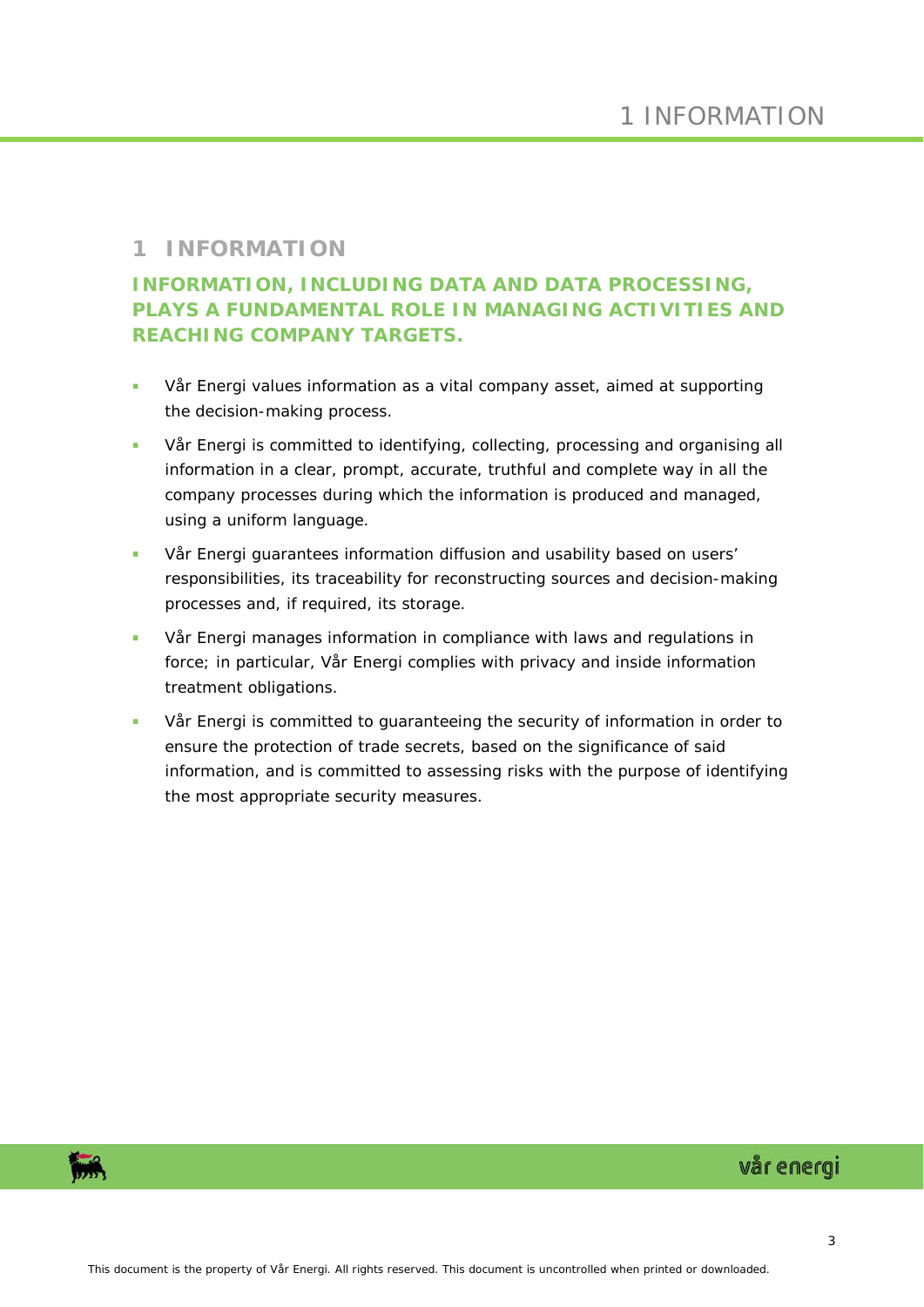# 1 INFORMATION

## INFORMATION, INCLUDING DATA AND DATA PROCESSING, PLAYS A FUNDAMENTAL ROLE IN MANAGING ACTIVITIES AND REACHING COMPANY TARGETS.

- Vår Energi values information as a vital company asset, aimed at supporting the decision-making process.
- Vår Energi is committed to identifying, collecting, processing and organising all information in a clear, prompt, accurate, truthful and complete way in all the company processes during which the information is produced and managed, using a uniform language.
- Vår Energi guarantees information diffusion and usability based on users' responsibilities, its traceability for reconstructing sources and decision-making processes and, if required, its storage.
- Vår Energi manages information in compliance with laws and regulations in force; in particular, Vår Energi complies with privacy and inside information treatment obligations.
- Vår Energi is committed to guaranteeing the security of information in order to ensure the protection of trade secrets, based on the significance of said information, and is committed to assessing risks with the purpose of identifying the most appropriate security measures.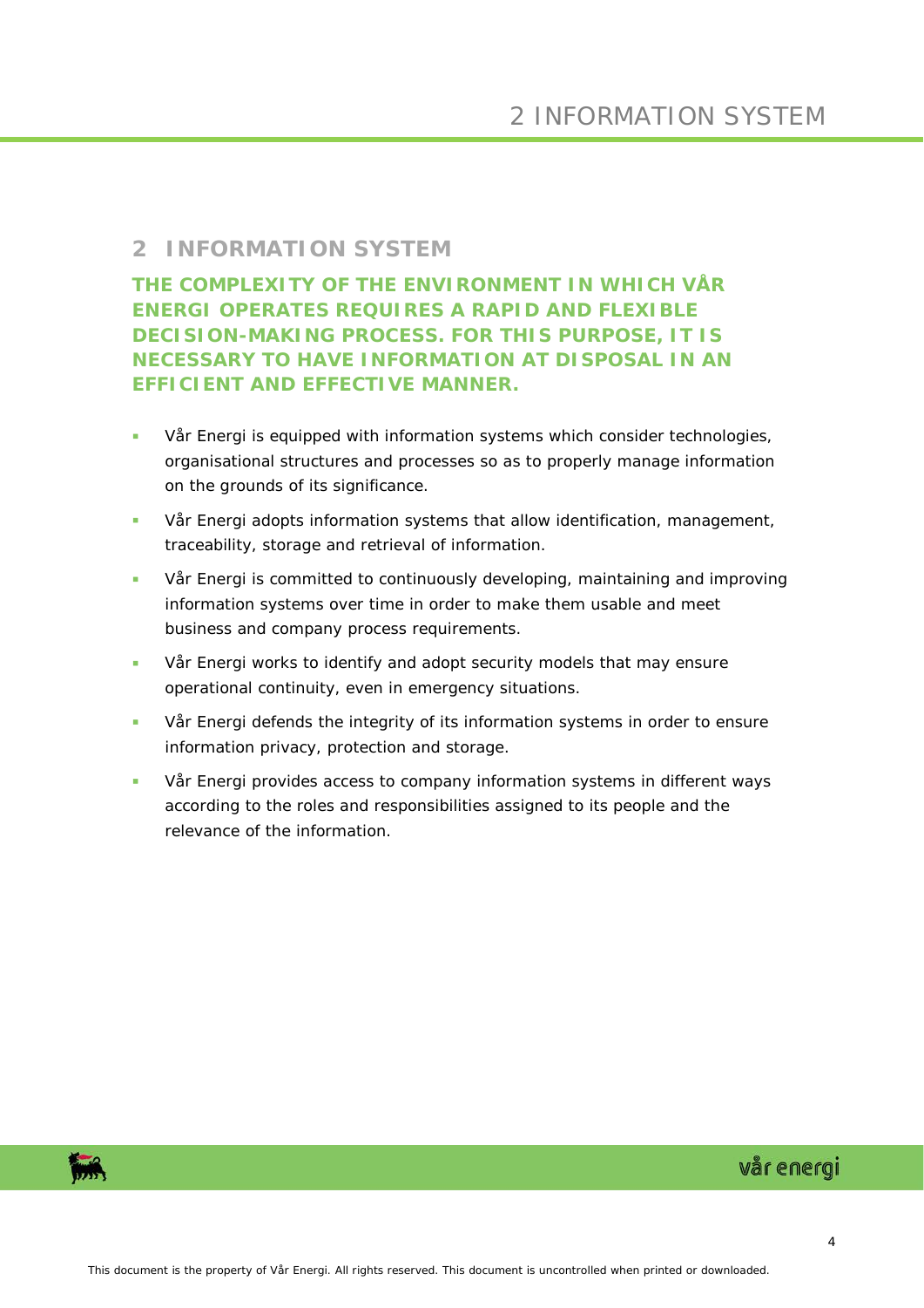## 2 INFORMATION SYSTEM

**THE COMPLEXITY OF THE ENVIRONMENT IN WHICH VÅR ENERGI OPERATES REQUIRES A RAPID AND FLEXIBLE DECISION-MAKING PROCESS. FOR THIS PURPOSE, IT IS NECESSARY TO HAVE INFORMATION AT DISPOSAL IN AN EFFICIENT AND EFFECTIVE MANNER.**

- Vår Energi is equipped with information systems which consider technologies, organisational structures and processes so as to properly manage information on the grounds of its significance.
- Vår Energi adopts information systems that allow identification, management, traceability, storage and retrieval of information.
- Vår Energi is committed to continuously developing, maintaining and improving information systems over time in order to make them usable and meet business and company process requirements.
- Vår Energi works to identify and adopt security models that may ensure operational continuity, even in emergency situations.
- Vår Energi defends the integrity of its information systems in order to ensure information privacy, protection and storage.
- Vår Energi provides access to company information systems in different ways according to the roles and responsibilities assigned to its people and the relevance of the information.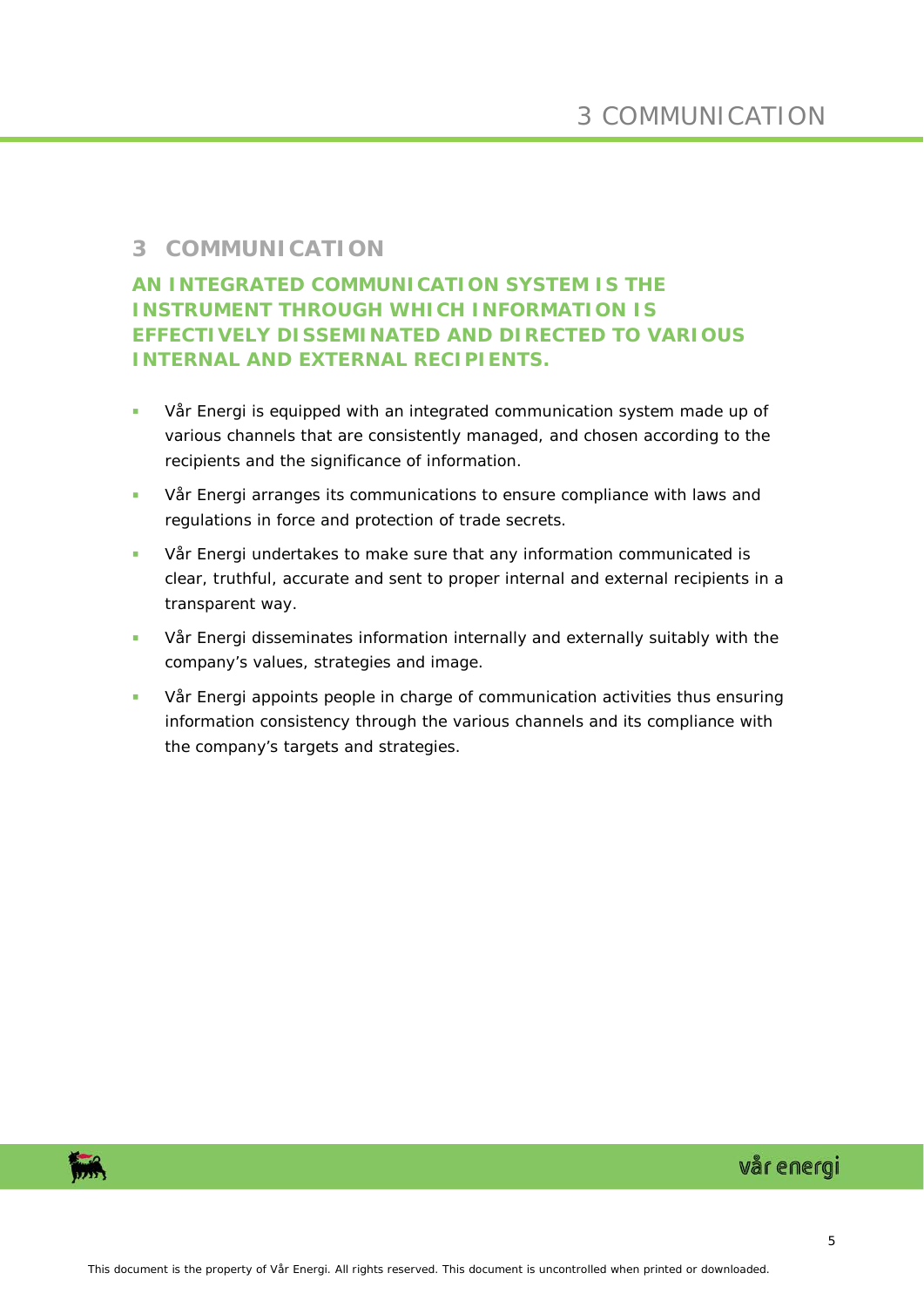## 3 COMMUNICATION

**AN INTEGRATED COMMUNICATION SYSTEM IS THE INSTRUMENT THROUGH WHICH INFORMATION IS EFFECTIVELY DISSEMINATED AND DIRECTED TO VARIOUS INTERNAL AND EXTERNAL RECIPIENTS.**

- Vår Energi is equipped with an integrated communication system made up of various channels that are consistently managed, and chosen according to the recipients and the significance of information.
- Vår Energi arranges its communications to ensure compliance with laws and regulations in force and protection of trade secrets.
- Vår Energi undertakes to make sure that any information communicated is clear, truthful, accurate and sent to proper internal and external recipients in a transparent way.
- Vår Energi disseminates information internally and externally suitably with the company's values, strategies and image.
- Vår Energi appoints people in charge of communication activities thus ensuring information consistency through the various channels and its compliance with the company's targets and strategies.